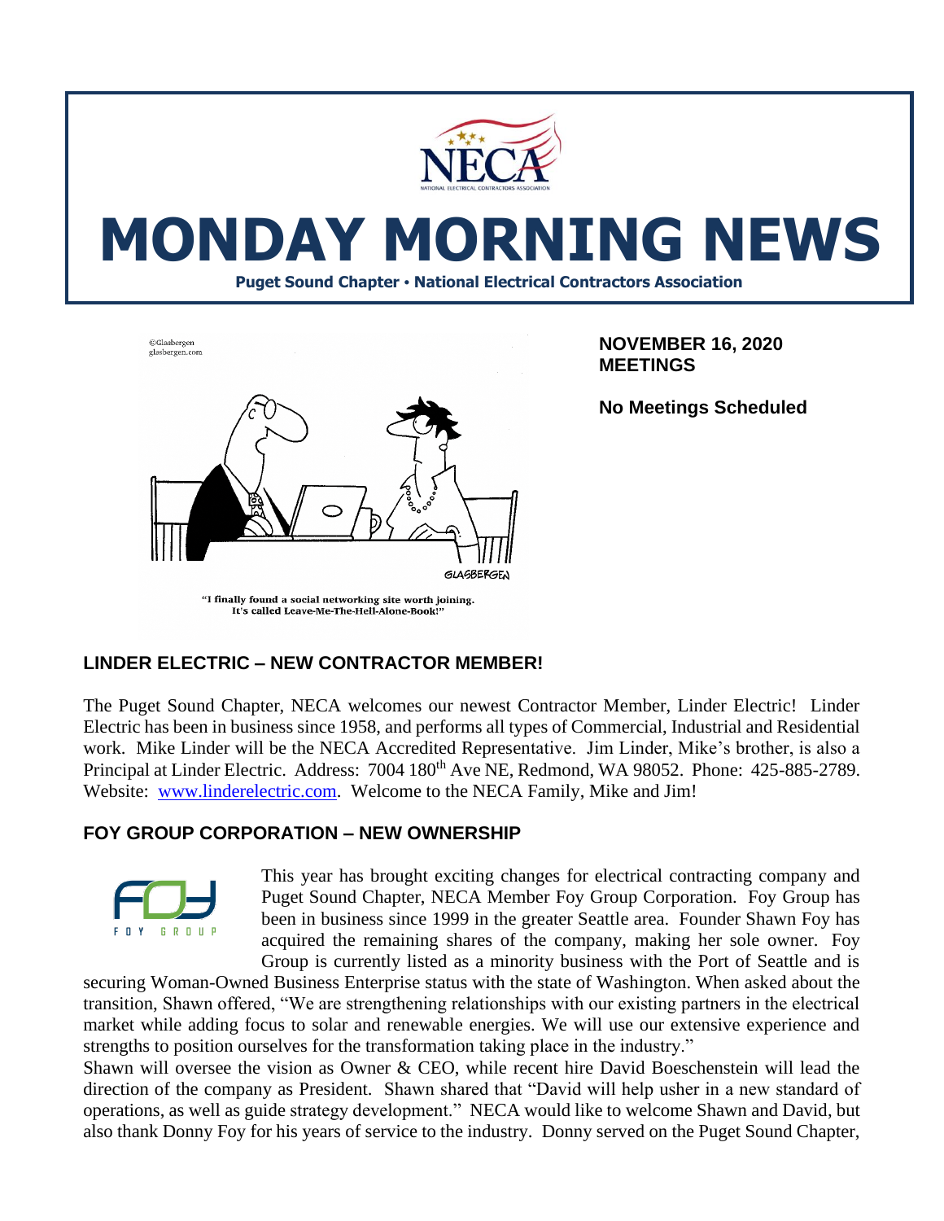# MONDAY MORNING NEWS

**Puget Sound Chapter • National Electrical Contractors Association**

"I finally found a social networking site worth joining. It's called Leave-Me-The-Hell-Alone-Book!"

**NOVEMBER 16, 2020 MEETINGS**

**No Meetings Scheduled**

## LINDER ELECTRIC – NEW CONTRACTOR MEMBER!

The Puget Sound Chapter, NECA welcomes our newest Contractor Member, Linder Electric! Linder Electric has been in business since 1958, and performs all types of Commercial, Industrial and Residential work. Mike Linder will be the NECA Accredited Representative. Jim Linder, Mike's brother, is also a Principal at Linder Electric. Address: 7004 180th Ave NE, Redmond, WA 98052. Phone: 425-885-2789. Website: [www.linderelectric.com](http://www.linderelectric.com). Welcome to the NECA Family, Mike and Jim!

## FOY GROUP CORPORATION – NEW OWNERSHIP

This year has brought exciting changes for electrical contracting company and Puget Sound Chapter, NECA Member Foy Group Corporation. Foy Group has been in business since 1999 in the greater Seattle area. Founder Shawn Foy has acquired the remaining shares of the company, making her sole owner. Foy Group is currently listed as a minority business with the Port of Seattle and is securing Woman-Owned Business Enterprise status with the state of Washington. When asked about the transition, Shawn offered, "We are strengthening relationships with our existing partners in the electrical market while adding focus to solar and renewable energies. We will use our extensive experience and strengths to position ourselves for the transformation taking place in the industry."

Shawn will oversee the vision as Owner & CEO, while recent hire David Boeschenstein will lead the direction of the company as President. Shawn shared that "David will help usher in a new standard of operations, as well as guide strategy development." NECA would like to welcome Shawn and David, but also thank Donny Foy for his years of service to the industry. Donny served on the Puget Sound Chapter,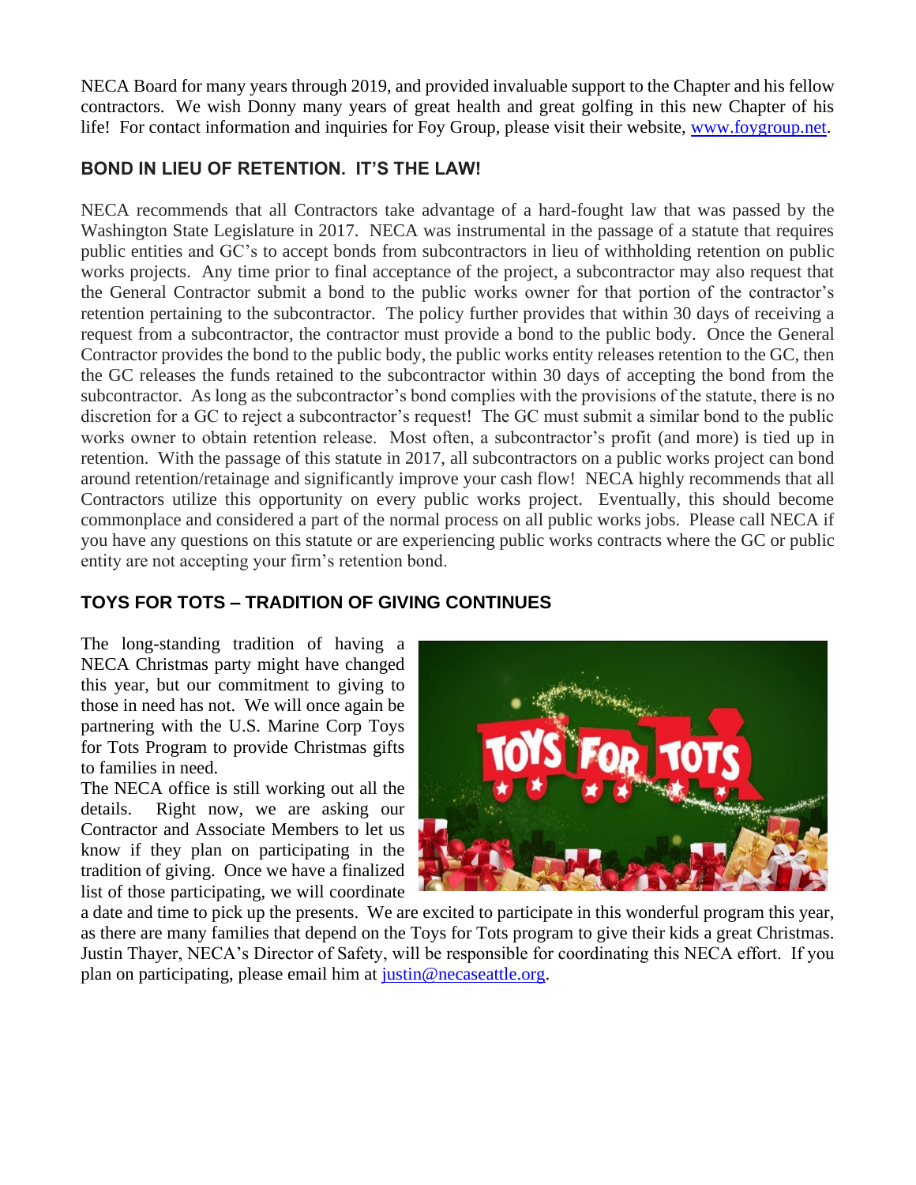NECA Board for many years through 2019, and provided invaluable support to the Chapter and his fellow contractors. We wish Donny many years of great health and great golfing in this new Chapter of his life! For contact information and inquiries for Foy Group, please visit their website, www.foygroup.net.

## BOND IN LIEU OF RETENTION. IT'S THE LAW!

NECA recommends that all Contractors take advantage of a hard-fought law that was passed by the Washington State Legislature in 2017. NECA was instrumental in the passage of a statute that requires public entities and GC's to accept bonds from subcontractors in lieu of withholding retention on public works projects. Any time prior to final acceptance of the project, a subcontractor may also request that the General Contractor submit a bond to the public works owner for that portion of the contractor's retention pertaining to the subcontractor. The policy further provides that within 30 days of receiving a request from a subcontractor, the contractor must provide a bond to the public body. Once the General Contractor provides the bond to the public body, the public works entity releases retention to the GC, then the GC releases the funds retained to the subcontractor within 30 days of accepting the bond from the subcontractor. As long as the subcontractor's bond complies with the provisions of the statute, there is no discretion for a GC to reject a subcontractor's request! The GC must submit a similar bond to the public works owner to obtain retention release. Most often, a subcontractor's profit (and more) is tied up in retention. With the passage of this statute in 2017, all subcontractors on a public works project can bond around retention/retainage and significantly improve your cash flow! NECA highly recommends that all Contractors utilize this opportunity on every public works project. Eventually, this should become commonplace and considered a part of the normal process on all public works jobs. Please call NECA if you have any questions on this statute or are experiencing public works contracts where the GC or public entity are not accepting your firm's retention bond.

## TOYS FOR TOTS – TRADITION OF GIVING CONTINUES

The long-standing tradition of having a NECA Christmas party might have changed this year, but our commitment to giving to those in need has not. We will once again be partnering with the U.S. Marine Corp Toys for Tots Program to provide Christmas gifts to families in need.

The NECA office is still working out all the details. Right now, we are asking our Contractor and Associate Members to let us know if they plan on participating in the tradition of giving. Once we have a finalized list of those participating, we will coordinate a date and time to pick up the presents. We are excited to participate in this wonderful program this year, as there are many families that depend on the Toys for Tots program to give their kids a great Christmas. Justin Thayer, NECA's Director of Safety, will be responsible for coordinating this NECA effort. If you plan on participating, please email him at justin@necaseattle.org.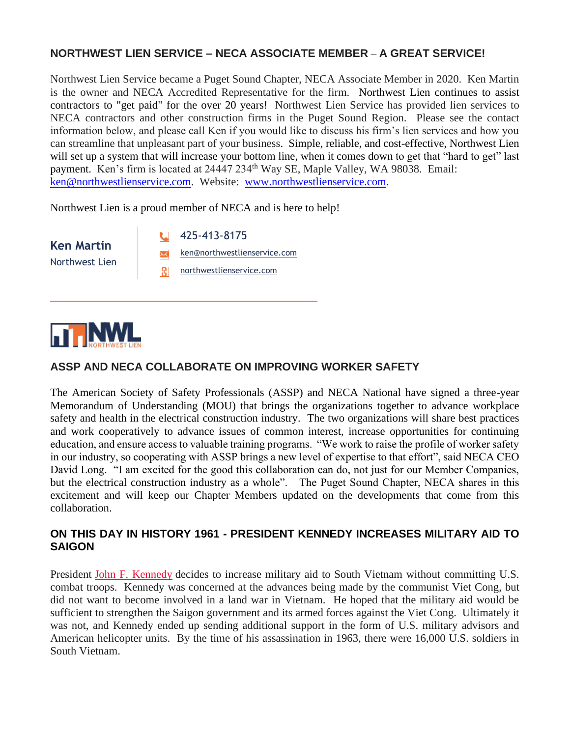## NORTHWEST LIEN SERVICE – NECA ASSOCIATE MEMBER – A GREAT SERVICE!

Northwest Lien Service became a Puget Sound Chapter, NECA Associate Member in 2020. Ken Martin is the owner and NECA Accredited Representative for the firm. Northwest Lien continues to assist contractors to "get paid" for the over 20 years! Northwest Lien Service has provided lien services to NECA contractors and other construction firms in the Puget Sound Region. Please see the contact information below, and please call Ken if you would like to discuss his firm's lien services and how you can streamline that unpleasant part of your business. Simple, reliable, and cost-effective, Northwest Lien will set up a system that will increase your bottom line, when it comes down to get that "hard to get" last payment. Ken's firm is located at 24447 234th Way SE, Maple Valley, WA 98038. Email: ken@northwestlienservice.com. Website: www.northwestlienservice.com.

Northwest Lien is a proud member of NECA and is here to help!

**Ken Martin**
Northwest Lien

425-413-8175
ken@northwestlienservice.com
northwestlienservice.com

NWL NORTHWEST LIEN

## ASSP AND NECA COLLABORATE ON IMPROVING WORKER SAFETY

The American Society of Safety Professionals (ASSP) and NECA National have signed a three-year Memorandum of Understanding (MOU) that brings the organizations together to advance workplace safety and health in the electrical construction industry. The two organizations will share best practices and work cooperatively to advance issues of common interest, increase opportunities for continuing education, and ensure access to valuable training programs. "We work to raise the profile of worker safety in our industry, so cooperating with ASSP brings a new level of expertise to that effort", said NECA CEO David Long. "I am excited for the good this collaboration can do, not just for our Member Companies, but the electrical construction industry as a whole". The Puget Sound Chapter, NECA shares in this excitement and will keep our Chapter Members updated on the developments that come from this collaboration.

## ON THIS DAY IN HISTORY 1961 - PRESIDENT KENNEDY INCREASES MILITARY AID TO SAIGON

President John F. Kennedy decides to increase military aid to South Vietnam without committing U.S. combat troops. Kennedy was concerned at the advances being made by the communist Viet Cong, but did not want to become involved in a land war in Vietnam. He hoped that the military aid would be sufficient to strengthen the Saigon government and its armed forces against the Viet Cong. Ultimately it was not, and Kennedy ended up sending additional support in the form of U.S. military advisors and American helicopter units. By the time of his assassination in 1963, there were 16,000 U.S. soldiers in South Vietnam.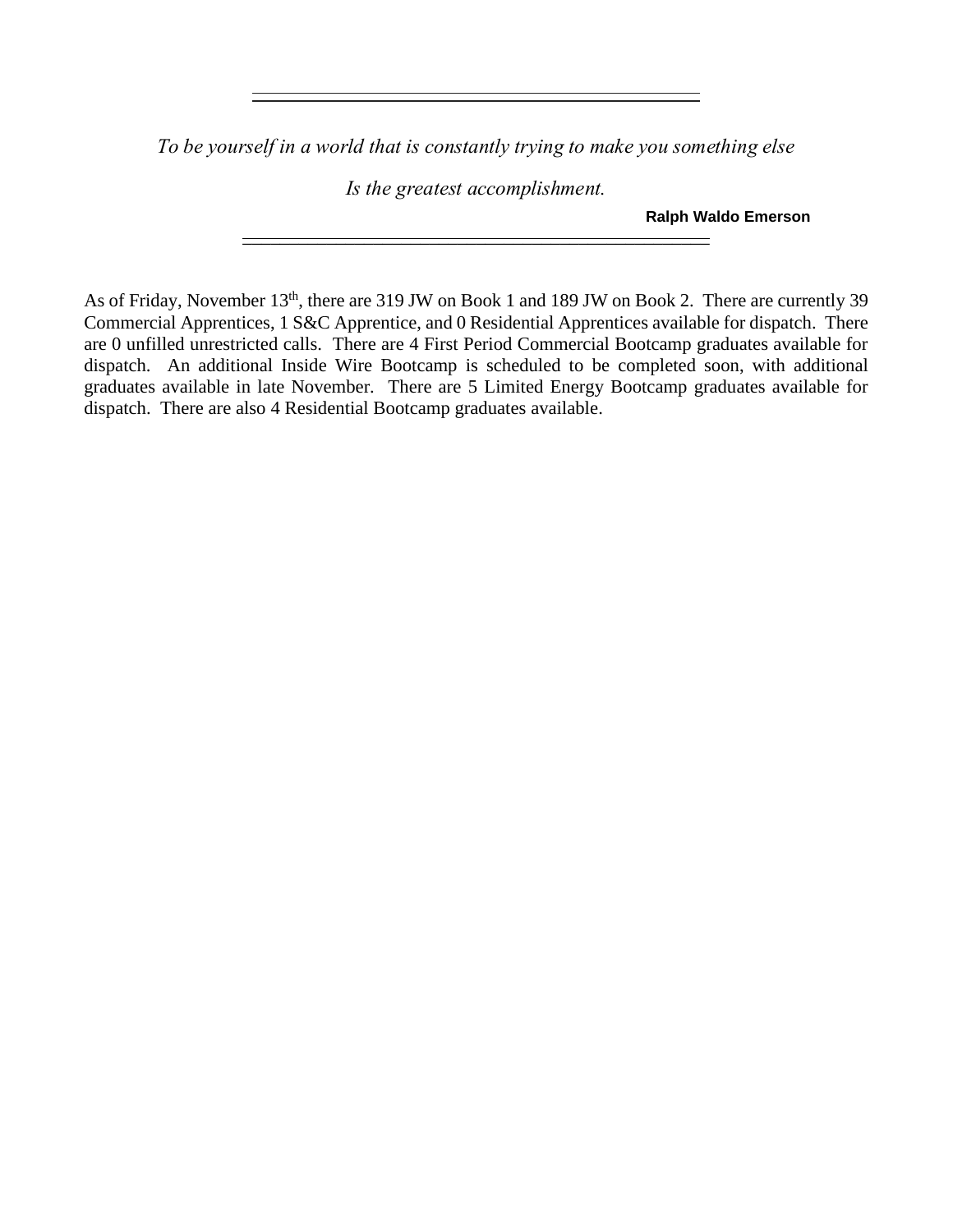*To be yourself in a world that is constantly trying to make you something else*

*Is the greatest accomplishment.*

**Ralph Waldo Emerson**

As of Friday, November 13th, there are 319 JW on Book 1 and 189 JW on Book 2. There are currently 39 Commercial Apprentices, 1 S&C Apprentice, and 0 Residential Apprentices available for dispatch. There are 0 unfilled unrestricted calls. There are 4 First Period Commercial Bootcamp graduates available for dispatch. An additional Inside Wire Bootcamp is scheduled to be completed soon, with additional graduates available in late November. There are 5 Limited Energy Bootcamp graduates available for dispatch. There are also 4 Residential Bootcamp graduates available.